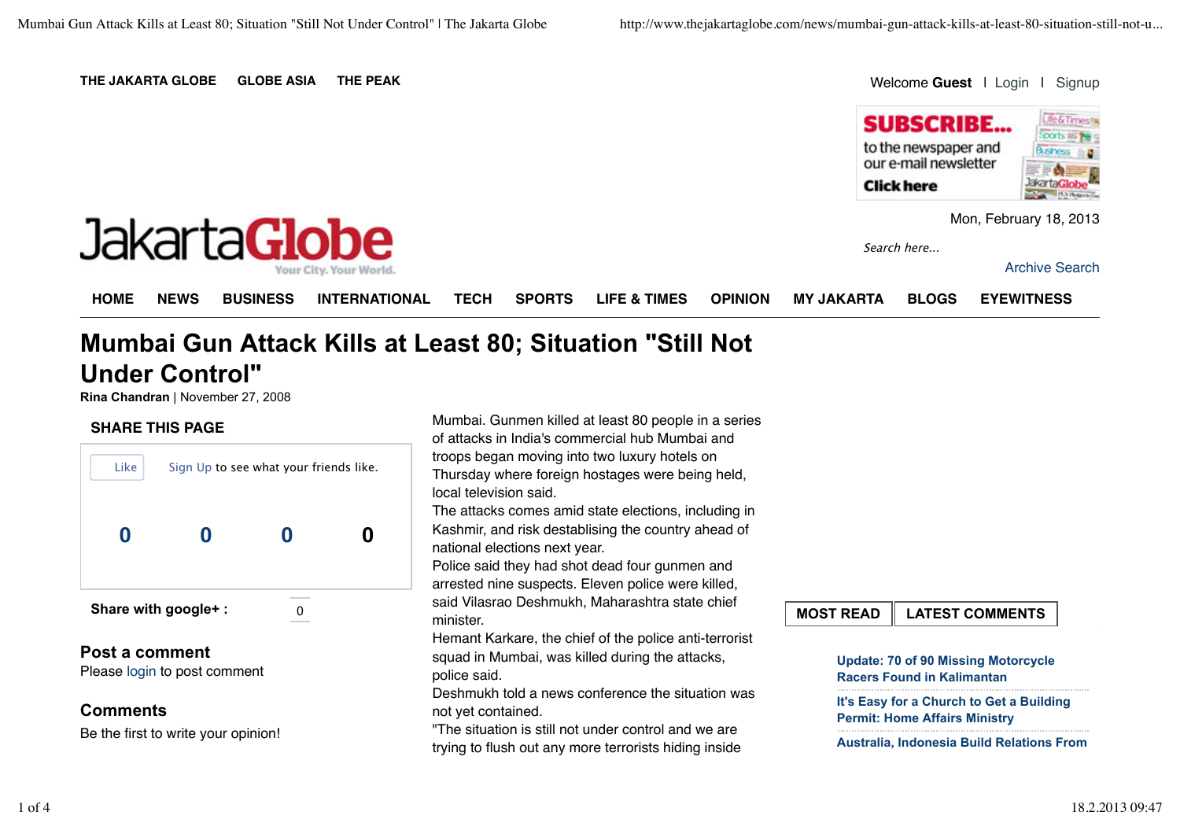THE JAKARTA GLOBE    GLOBE ASIA    THE PEAK

Welcome **Guest** | Login | Signup

**SUBSCRIBE...** to the newspaper and our e-mail newsletter **Click here**

Mon, February 18, 2013

JakartaGlobe
Your City. Your World.

Search here...

Archive Search

HOME | NEWS | BUSINESS | INTERNATIONAL | TECH | SPORTS | LIFE & TIMES | OPINION | MY JAKARTA | BLOGS | EYEWITNESS

# Mumbai Gun Attack Kills at Least 80; Situation "Still Not Under Control"

**Rina Chandran** | November 27, 2008

**SHARE THIS PAGE**

Like   Sign Up to see what your friends like.

0   0   0   0

**Share with google+ :** 0

## Post a comment

Please login to post comment

## Comments

Be the first to write your opinion!

Mumbai. Gunmen killed at least 80 people in a series of attacks in India's commercial hub Mumbai and troops began moving into two luxury hotels on Thursday where foreign hostages were being held, local television said.

The attacks comes amid state elections, including in Kashmir, and risk destablising the country ahead of national elections next year.

Police said they had shot dead four gunmen and arrested nine suspects. Eleven police were killed, said Vilasrao Deshmukh, Maharashtra state chief minister.

Hemant Karkare, the chief of the police anti-terrorist squad in Mumbai, was killed during the attacks, police said.

Deshmukh told a news conference the situation was not yet contained.

"The situation is still not under control and we are trying to flush out any more terrorists hiding inside

**MOST READ** | **LATEST COMMENTS**

**Update: 70 of 90 Missing Motorcycle Racers Found in Kalimantan**

**It's Easy for a Church to Get a Building Permit: Home Affairs Ministry**

**Australia, Indonesia Build Relations From**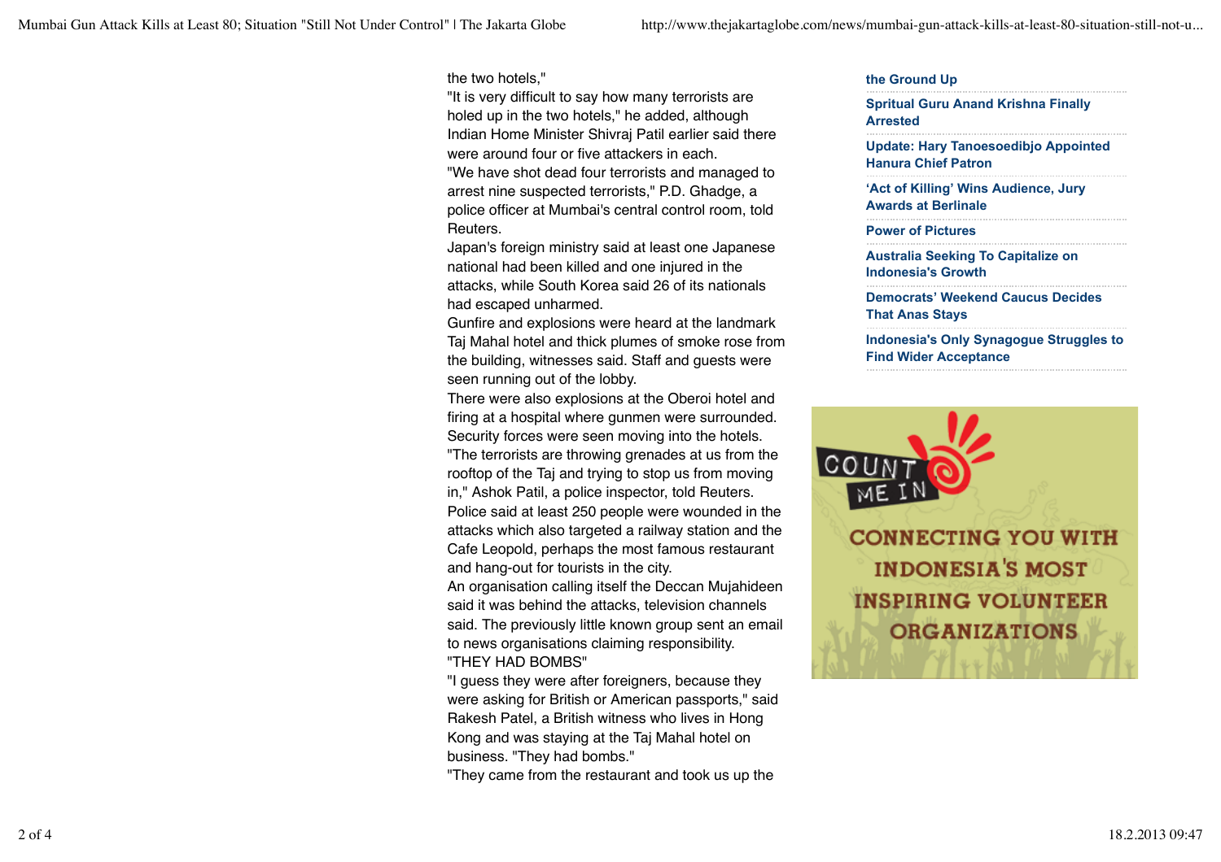the two hotels,"

"It is very difficult to say how many terrorists are holed up in the two hotels," he added, although Indian Home Minister Shivraj Patil earlier said there were around four or five attackers in each.

"We have shot dead four terrorists and managed to arrest nine suspected terrorists," P.D. Ghadge, a police officer at Mumbai's central control room, told Reuters.

Japan's foreign ministry said at least one Japanese national had been killed and one injured in the attacks, while South Korea said 26 of its nationals had escaped unharmed.

Gunfire and explosions were heard at the landmark Taj Mahal hotel and thick plumes of smoke rose from the building, witnesses said. Staff and guests were seen running out of the lobby.

There were also explosions at the Oberoi hotel and firing at a hospital where gunmen were surrounded. Security forces were seen moving into the hotels.

"The terrorists are throwing grenades at us from the rooftop of the Taj and trying to stop us from moving in," Ashok Patil, a police inspector, told Reuters.

Police said at least 250 people were wounded in the attacks which also targeted a railway station and the Cafe Leopold, perhaps the most famous restaurant and hang-out for tourists in the city.

An organisation calling itself the Deccan Mujahideen said it was behind the attacks, television channels said. The previously little known group sent an email to news organisations claiming responsibility.

"THEY HAD BOMBS"

"I guess they were after foreigners, because they were asking for British or American passports," said Rakesh Patel, a British witness who lives in Hong Kong and was staying at the Taj Mahal hotel on business. "They had bombs."

"They came from the restaurant and took us up the

**the Ground Up**

**Spritual Guru Anand Krishna Finally Arrested**

**Update: Hary Tanoesoedibjo Appointed Hanura Chief Patron**

**'Act of Killing' Wins Audience, Jury Awards at Berlinale**

**Power of Pictures**

**Australia Seeking To Capitalize on Indonesia's Growth**

**Democrats' Weekend Caucus Decides That Anas Stays**

**Indonesia's Only Synagogue Struggles to Find Wider Acceptance**

COUNT ME IN

CONNECTING YOU WITH INDONESIA'S MOST INSPIRING VOLUNTEER ORGANIZATIONS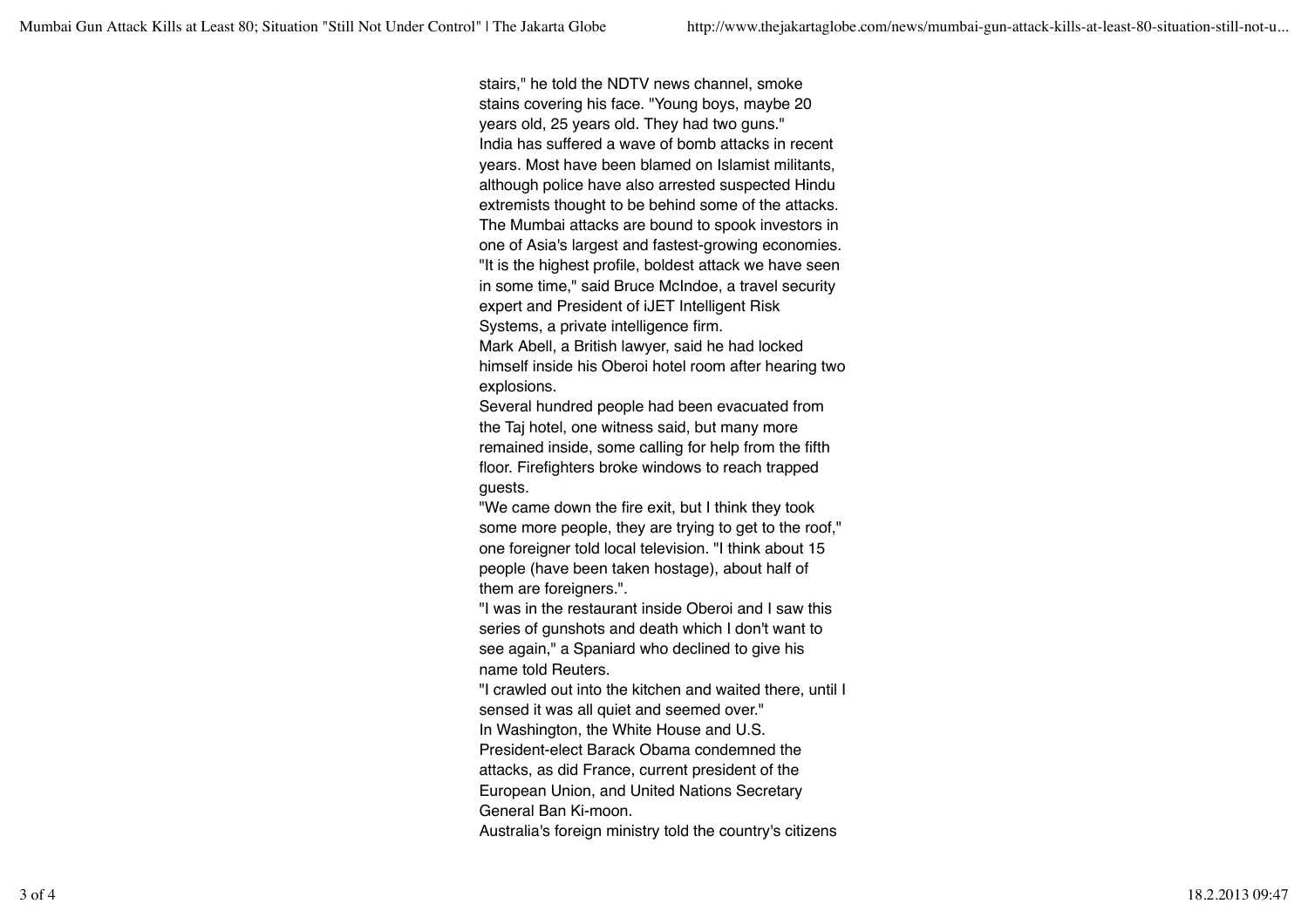stairs," he told the NDTV news channel, smoke stains covering his face. "Young boys, maybe 20 years old, 25 years old. They had two guns."

India has suffered a wave of bomb attacks in recent years. Most have been blamed on Islamist militants, although police have also arrested suspected Hindu extremists thought to be behind some of the attacks.

The Mumbai attacks are bound to spook investors in one of Asia's largest and fastest-growing economies.

"It is the highest profile, boldest attack we have seen in some time," said Bruce McIndoe, a travel security expert and President of iJET Intelligent Risk Systems, a private intelligence firm.

Mark Abell, a British lawyer, said he had locked himself inside his Oberoi hotel room after hearing two explosions.

Several hundred people had been evacuated from the Taj hotel, one witness said, but many more remained inside, some calling for help from the fifth floor. Firefighters broke windows to reach trapped guests.

"We came down the fire exit, but I think they took some more people, they are trying to get to the roof," one foreigner told local television. "I think about 15 people (have been taken hostage), about half of them are foreigners.".

"I was in the restaurant inside Oberoi and I saw this series of gunshots and death which I don't want to see again," a Spaniard who declined to give his name told Reuters.

"I crawled out into the kitchen and waited there, until I sensed it was all quiet and seemed over."

In Washington, the White House and U.S. President-elect Barack Obama condemned the attacks, as did France, current president of the European Union, and United Nations Secretary General Ban Ki-moon.

Australia's foreign ministry told the country's citizens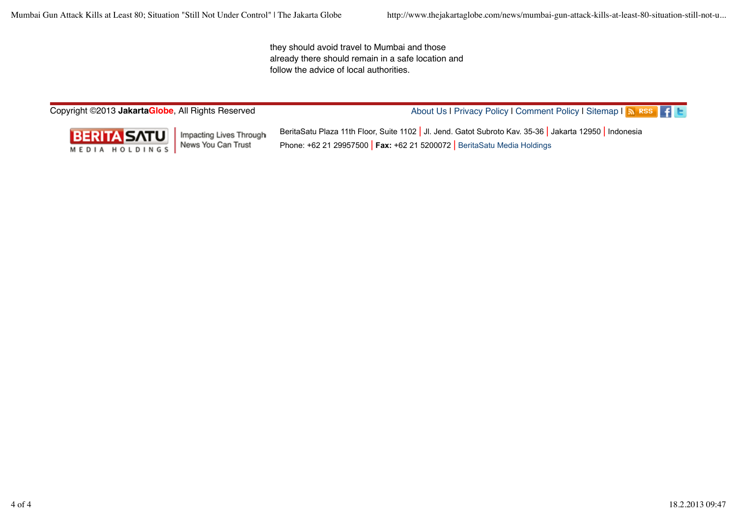they should avoid travel to Mumbai and those already there should remain in a safe location and follow the advice of local authorities.

Copyright ©2013 **JakartaGlobe**, All Rights Reserved

About Us | Privacy Policy | Comment Policy | Sitemap | RSS

BERITA SATU MEDIA HOLDINGS

Impacting Lives Through News You Can Trust

BeritaSatu Plaza 11th Floor, Suite 1102 | Jl. Jend. Gatot Subroto Kav. 35-36 | Jakarta 12950 | Indonesia
Phone: +62 21 29957500 | **Fax:** +62 21 5200072 | BeritaSatu Media Holdings